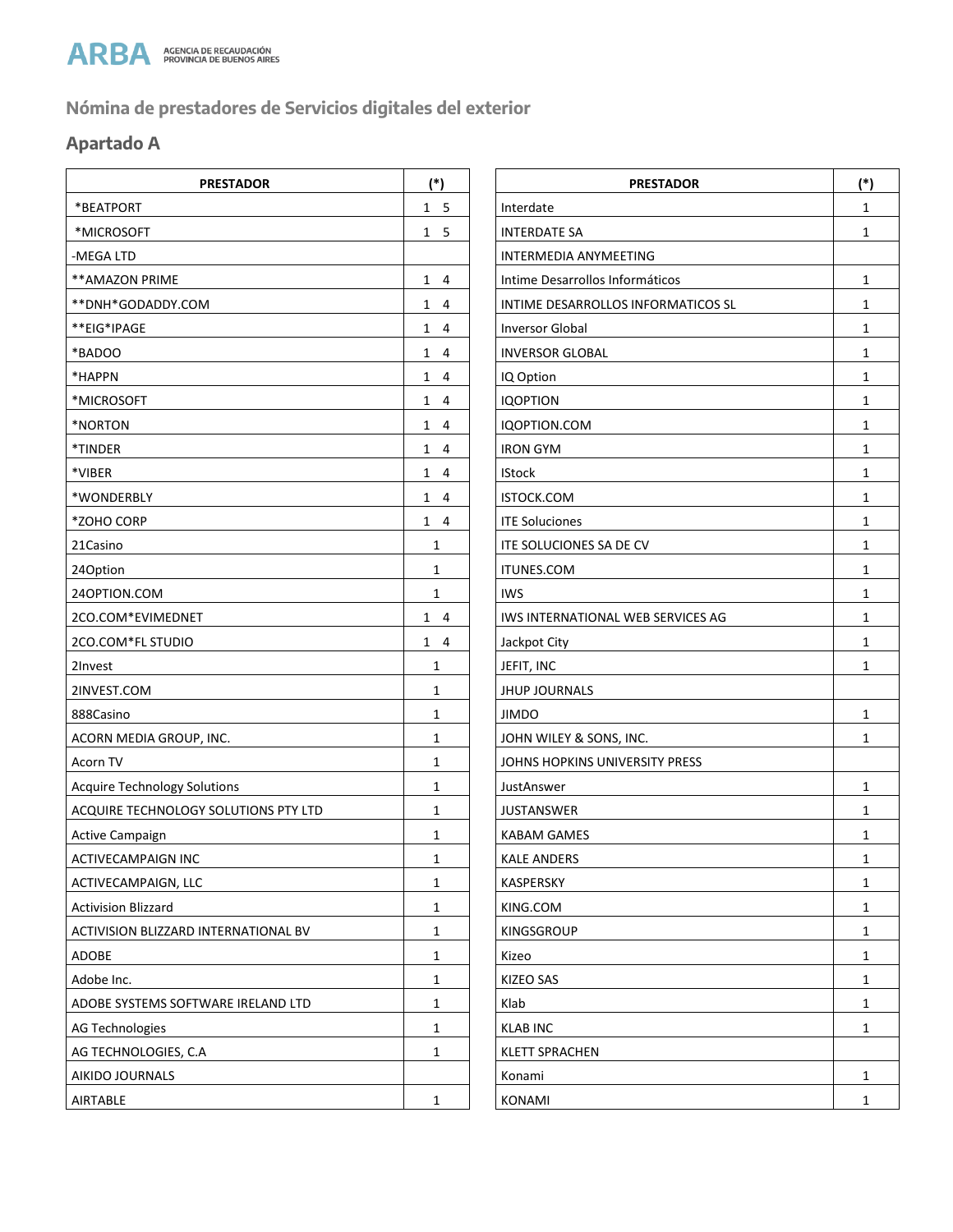ARBA AGENCIA DE RECAUDACIÓN PROVINCIA DE BUENOS AIRES

## Nómina de prestadores de Servicios digitales del exterior

### Apartado A

| PRESTADOR | (*) |
|---|---|
| *BEATPORT | 1 5 |
| *MICROSOFT | 1 5 |
| -MEGA LTD | |
| **AMAZON PRIME | 1 4 |
| **DNH*GODADDY.COM | 1 4 |
| **EIG*IPAGE | 1 4 |
| *BADOO | 1 4 |
| *HAPPN | 1 4 |
| *MICROSOFT | 1 4 |
| *NORTON | 1 4 |
| *TINDER | 1 4 |
| *VIBER | 1 4 |
| *WONDERBLY | 1 4 |
| *ZOHO CORP | 1 4 |
| 21Casino | 1 |
| 24Option | 1 |
| 24OPTION.COM | 1 |
| 2CO.COM*EVIMEDNET | 1 4 |
| 2CO.COM*FL STUDIO | 1 4 |
| 2Invest | 1 |
| 2INVEST.COM | 1 |
| 888Casino | 1 |
| ACORN MEDIA GROUP, INC. | 1 |
| Acorn TV | 1 |
| Acquire Technology Solutions | 1 |
| ACQUIRE TECHNOLOGY SOLUTIONS PTY LTD | 1 |
| Active Campaign | 1 |
| ACTIVECAMPAIGN INC | 1 |
| ACTIVECAMPAIGN, LLC | 1 |
| Activision Blizzard | 1 |
| ACTIVISION BLIZZARD INTERNATIONAL BV | 1 |
| ADOBE | 1 |
| Adobe Inc. | 1 |
| ADOBE SYSTEMS SOFTWARE IRELAND LTD | 1 |
| AG Technologies | 1 |
| AG TECHNOLOGIES, C.A | 1 |
| AIKIDO JOURNALS | |
| AIRTABLE | 1 |
| Interdate | 1 |
| INTERDATE SA | 1 |
| INTERMEDIA ANYMEETING | |
| Intime Desarrollos Informáticos | 1 |
| INTIME DESARROLLOS INFORMATICOS SL | 1 |
| Inversor Global | 1 |
| INVERSOR GLOBAL | 1 |
| IQ Option | 1 |
| IQOPTION | 1 |
| IQOPTION.COM | 1 |
| IRON GYM | 1 |
| IStock | 1 |
| ISTOCK.COM | 1 |
| ITE Soluciones | 1 |
| ITE SOLUCIONES SA DE CV | 1 |
| ITUNES.COM | 1 |
| IWS | 1 |
| IWS INTERNATIONAL WEB SERVICES AG | 1 |
| Jackpot City | 1 |
| JEFIT, INC | 1 |
| JHUP JOURNALS | |
| JIMDO | 1 |
| JOHN WILEY & SONS, INC. | 1 |
| JOHNS HOPKINS UNIVERSITY PRESS | |
| JustAnswer | 1 |
| JUSTANSWER | 1 |
| KABAM GAMES | 1 |
| KALE ANDERS | 1 |
| KASPERSKY | 1 |
| KING.COM | 1 |
| KINGSGROUP | 1 |
| Kizeo | 1 |
| KIZEO SAS | 1 |
| Klab | 1 |
| KLAB INC | 1 |
| KLETT SPRACHEN | |
| Konami | 1 |
| KONAMI | 1 |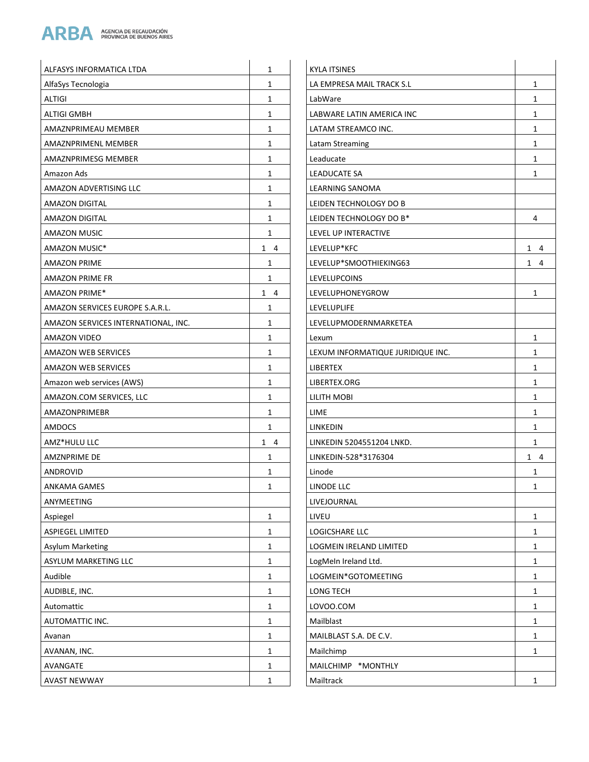| | |
|---|---|
| ALFASYS INFORMATICA LTDA | 1 |
| AlfaSys Tecnologia | 1 |
| ALTIGI | 1 |
| ALTIGI GMBH | 1 |
| AMAZNPRIMEAU MEMBER | 1 |
| AMAZNPRIMENL MEMBER | 1 |
| AMAZNPRIMESG MEMBER | 1 |
| Amazon Ads | 1 |
| AMAZON ADVERTISING LLC | 1 |
| AMAZON DIGITAL | 1 |
| AMAZON DIGITAL | 1 |
| AMAZON MUSIC | 1 |
| AMAZON MUSIC* | 1 4 |
| AMAZON PRIME | 1 |
| AMAZON PRIME FR | 1 |
| AMAZON PRIME* | 1 4 |
| AMAZON SERVICES EUROPE S.A.R.L. | 1 |
| AMAZON SERVICES INTERNATIONAL, INC. | 1 |
| AMAZON VIDEO | 1 |
| AMAZON WEB SERVICES | 1 |
| AMAZON WEB SERVICES | 1 |
| Amazon web services (AWS) | 1 |
| AMAZON.COM SERVICES, LLC | 1 |
| AMAZONPRIMEBR | 1 |
| AMDOCS | 1 |
| AMZ*HULU LLC | 1 4 |
| AMZNPRIME DE | 1 |
| ANDROVID | 1 |
| ANKAMA GAMES | 1 |
| ANYMEETING | |
| Aspiegel | 1 |
| ASPIEGEL LIMITED | 1 |
| Asylum Marketing | 1 |
| ASYLUM MARKETING LLC | 1 |
| Audible | 1 |
| AUDIBLE, INC. | 1 |
| Automattic | 1 |
| AUTOMATTIC INC. | 1 |
| Avanan | 1 |
| AVANAN, INC. | 1 |
| AVANGATE | 1 |
| AVAST NEWWAY | 1 |
| KYLA ITSINES | |
| LA EMPRESA MAIL TRACK S.L | 1 |
| LabWare | 1 |
| LABWARE LATIN AMERICA INC | 1 |
| LATAM STREAMCO INC. | 1 |
| Latam Streaming | 1 |
| Leaducate | 1 |
| LEADUCATE SA | 1 |
| LEARNING SANOMA | |
| LEIDEN TECHNOLOGY DO B | |
| LEIDEN TECHNOLOGY DO B* | 4 |
| LEVEL UP INTERACTIVE | |
| LEVELUP*KFC | 1 4 |
| LEVELUP*SMOOTHIEKING63 | 1 4 |
| LEVELUPCOINS | |
| LEVELUPHONEYGROW | 1 |
| LEVELUPLIFE | |
| LEVELUPMODERNMARKETEA | |
| Lexum | 1 |
| LEXUM INFORMATIQUE JURIDIQUE INC. | 1 |
| LIBERTEX | 1 |
| LIBERTEX.ORG | 1 |
| LILITH MOBI | 1 |
| LIME | 1 |
| LINKEDIN | 1 |
| LINKEDIN 5204551204 LNKD. | 1 |
| LINKEDIN-528*3176304 | 1 4 |
| Linode | 1 |
| LINODE LLC | 1 |
| LIVEJOURNAL | |
| LIVEU | 1 |
| LOGICSHARE LLC | 1 |
| LOGMEIN IRELAND LIMITED | 1 |
| LogMeIn Ireland Ltd. | 1 |
| LOGMEIN*GOTOMEETING | 1 |
| LONG TECH | 1 |
| LOVOO.COM | 1 |
| Mailblast | 1 |
| MAILBLAST S.A. DE C.V. | 1 |
| Mailchimp | 1 |
| MAILCHIMP *MONTHLY | |
| Mailtrack | 1 |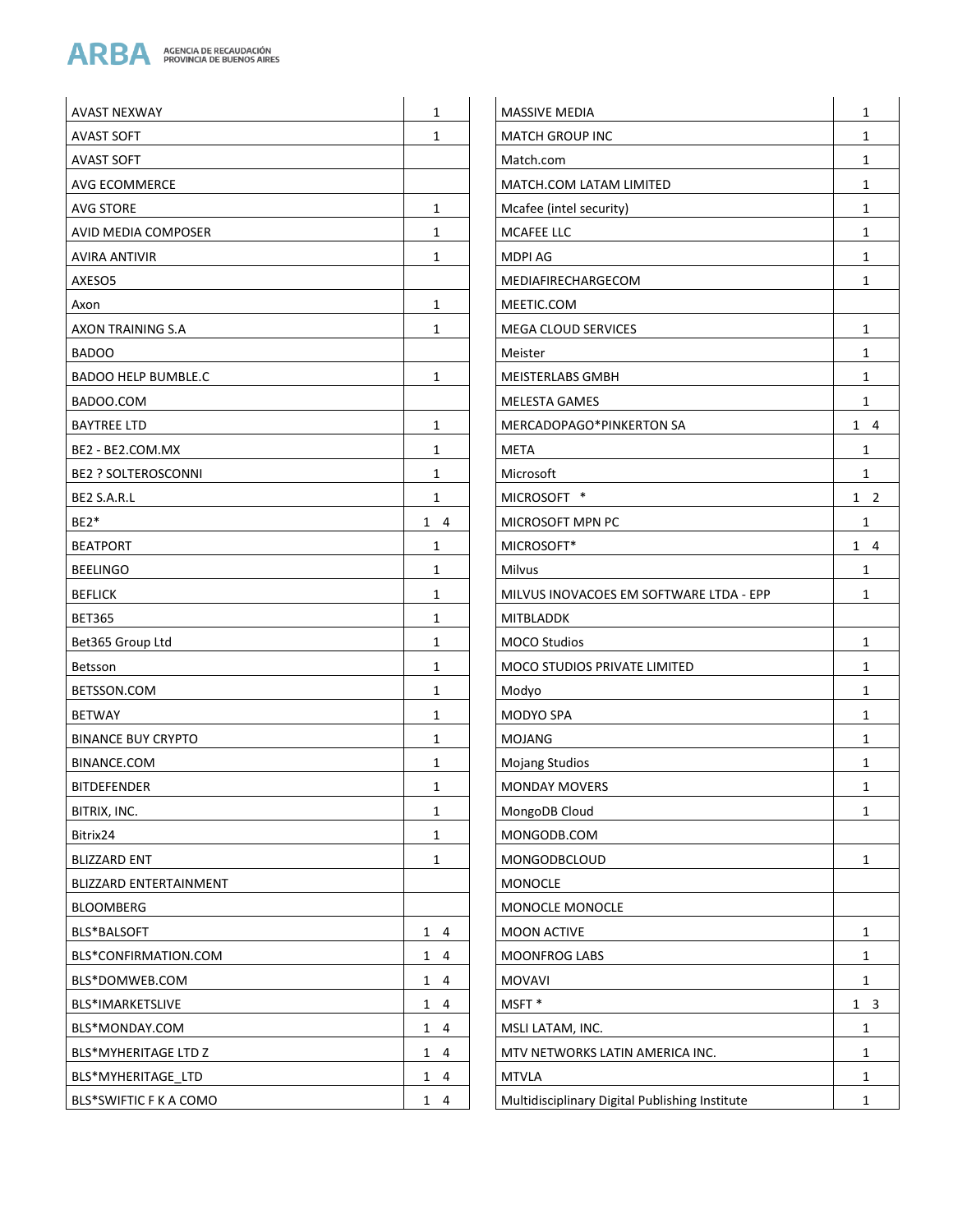| | |
|---|---|
| AVAST NEXWAY | 1 |
| AVAST SOFT | 1 |
| AVAST SOFT | |
| AVG ECOMMERCE | |
| AVG STORE | 1 |
| AVID MEDIA COMPOSER | 1 |
| AVIRA ANTIVIR | 1 |
| AXESO5 | |
| Axon | 1 |
| AXON TRAINING S.A | 1 |
| BADOO | |
| BADOO HELP BUMBLE.C | 1 |
| BADOO.COM | |
| BAYTREE LTD | 1 |
| BE2 - BE2.COM.MX | 1 |
| BE2 ? SOLTEROSCONNI | 1 |
| BE2 S.A.R.L | 1 |
| BE2* | 1 4 |
| BEATPORT | 1 |
| BEELINGO | 1 |
| BEFLICK | 1 |
| BET365 | 1 |
| Bet365 Group Ltd | 1 |
| Betsson | 1 |
| BETSSON.COM | 1 |
| BETWAY | 1 |
| BINANCE BUY CRYPTO | 1 |
| BINANCE.COM | 1 |
| BITDEFENDER | 1 |
| BITRIX, INC. | 1 |
| Bitrix24 | 1 |
| BLIZZARD ENT | 1 |
| BLIZZARD ENTERTAINMENT | |
| BLOOMBERG | |
| BLS*BALSOFT | 1 4 |
| BLS*CONFIRMATION.COM | 1 4 |
| BLS*DOMWEB.COM | 1 4 |
| BLS*IMARKETSLIVE | 1 4 |
| BLS*MONDAY.COM | 1 4 |
| BLS*MYHERITAGE LTD Z | 1 4 |
| BLS*MYHERITAGE_LTD | 1 4 |
| BLS*SWIFTIC F K A COMO | 1 4 |
| MASSIVE MEDIA | 1 |
| MATCH GROUP INC | 1 |
| Match.com | 1 |
| MATCH.COM LATAM LIMITED | 1 |
| Mcafee (intel security) | 1 |
| MCAFEE LLC | 1 |
| MDPI AG | 1 |
| MEDIAFIRECHARGECOM | 1 |
| MEETIC.COM | |
| MEGA CLOUD SERVICES | 1 |
| Meister | 1 |
| MEISTERLABS GMBH | 1 |
| MELESTA GAMES | 1 |
| MERCADOPAGO*PINKERTON SA | 1 4 |
| META | 1 |
| Microsoft | 1 |
| MICROSOFT * | 1 2 |
| MICROSOFT MPN PC | 1 |
| MICROSOFT* | 1 4 |
| Milvus | 1 |
| MILVUS INOVACOES EM SOFTWARE LTDA - EPP | 1 |
| MITBLADDK | |
| MOCO Studios | 1 |
| MOCO STUDIOS PRIVATE LIMITED | 1 |
| Modyo | 1 |
| MODYO SPA | 1 |
| MOJANG | 1 |
| Mojang Studios | 1 |
| MONDAY MOVERS | 1 |
| MongoDB Cloud | 1 |
| MONGODB.COM | |
| MONGODBCLOUD | 1 |
| MONOCLE | |
| MONOCLE MONOCLE | |
| MOON ACTIVE | 1 |
| MOONFROG LABS | 1 |
| MOVAVI | 1 |
| MSFT * | 1 3 |
| MSLI LATAM, INC. | 1 |
| MTV NETWORKS LATIN AMERICA INC. | 1 |
| MTVLA | 1 |
| Multidisciplinary Digital Publishing Institute | 1 |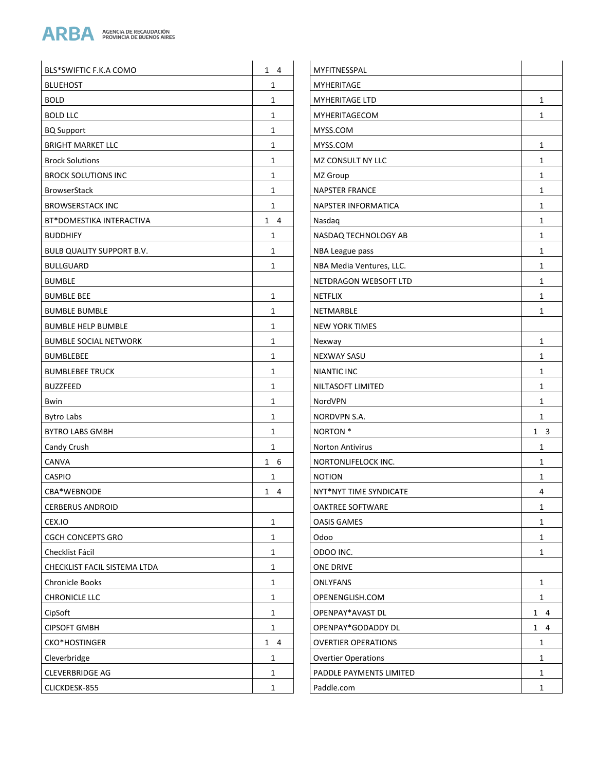| | |
|---|---|
| BLS*SWIFTIC F.K.A COMO | 1 4 |
| BLUEHOST | 1 |
| BOLD | 1 |
| BOLD LLC | 1 |
| BQ Support | 1 |
| BRIGHT MARKET LLC | 1 |
| Brock Solutions | 1 |
| BROCK SOLUTIONS INC | 1 |
| BrowserStack | 1 |
| BROWSERSTACK INC | 1 |
| BT*DOMESTIKA INTERACTIVA | 1 4 |
| BUDDHIFY | 1 |
| BULB QUALITY SUPPORT B.V. | 1 |
| BULLGUARD | 1 |
| BUMBLE | |
| BUMBLE BEE | 1 |
| BUMBLE BUMBLE | 1 |
| BUMBLE HELP BUMBLE | 1 |
| BUMBLE SOCIAL NETWORK | 1 |
| BUMBLEBEE | 1 |
| BUMBLEBEE TRUCK | 1 |
| BUZZFEED | 1 |
| Bwin | 1 |
| Bytro Labs | 1 |
| BYTRO LABS GMBH | 1 |
| Candy Crush | 1 |
| CANVA | 1 6 |
| CASPIO | 1 |
| CBA*WEBNODE | 1 4 |
| CERBERUS ANDROID | |
| CEX.IO | 1 |
| CGCH CONCEPTS GRO | 1 |
| Checklist Fácil | 1 |
| CHECKLIST FACIL SISTEMA LTDA | 1 |
| Chronicle Books | 1 |
| CHRONICLE LLC | 1 |
| CipSoft | 1 |
| CIPSOFT GMBH | 1 |
| CKO*HOSTINGER | 1 4 |
| Cleverbridge | 1 |
| CLEVERBRIDGE AG | 1 |
| CLICKDESK-855 | 1 |
| MYFITNESSPAL | |
| MYHERITAGE | |
| MYHERITAGE LTD | 1 |
| MYHERITAGECOM | 1 |
| MYSS.COM | |
| MYSS.COM | 1 |
| MZ CONSULT NY LLC | 1 |
| MZ Group | 1 |
| NAPSTER FRANCE | 1 |
| NAPSTER INFORMATICA | 1 |
| Nasdaq | 1 |
| NASDAQ TECHNOLOGY AB | 1 |
| NBA League pass | 1 |
| NBA Media Ventures, LLC. | 1 |
| NETDRAGON WEBSOFT LTD | 1 |
| NETFLIX | 1 |
| NETMARBLE | 1 |
| NEW YORK TIMES | |
| Nexway | 1 |
| NEXWAY SASU | 1 |
| NIANTIC INC | 1 |
| NILTASOFT LIMITED | 1 |
| NordVPN | 1 |
| NORDVPN S.A. | 1 |
| NORTON * | 1 3 |
| Norton Antivirus | 1 |
| NORTONLIFELOCK INC. | 1 |
| NOTION | 1 |
| NYT*NYT TIME SYNDICATE | 4 |
| OAKTREE SOFTWARE | 1 |
| OASIS GAMES | 1 |
| Odoo | 1 |
| ODOO INC. | 1 |
| ONE DRIVE | |
| ONLYFANS | 1 |
| OPENENGLISH.COM | 1 |
| OPENPAY*AVAST DL | 1 4 |
| OPENPAY*GODADDY DL | 1 4 |
| OVERTIER OPERATIONS | 1 |
| Overtier Operations | 1 |
| PADDLE PAYMENTS LIMITED | 1 |
| Paddle.com | 1 |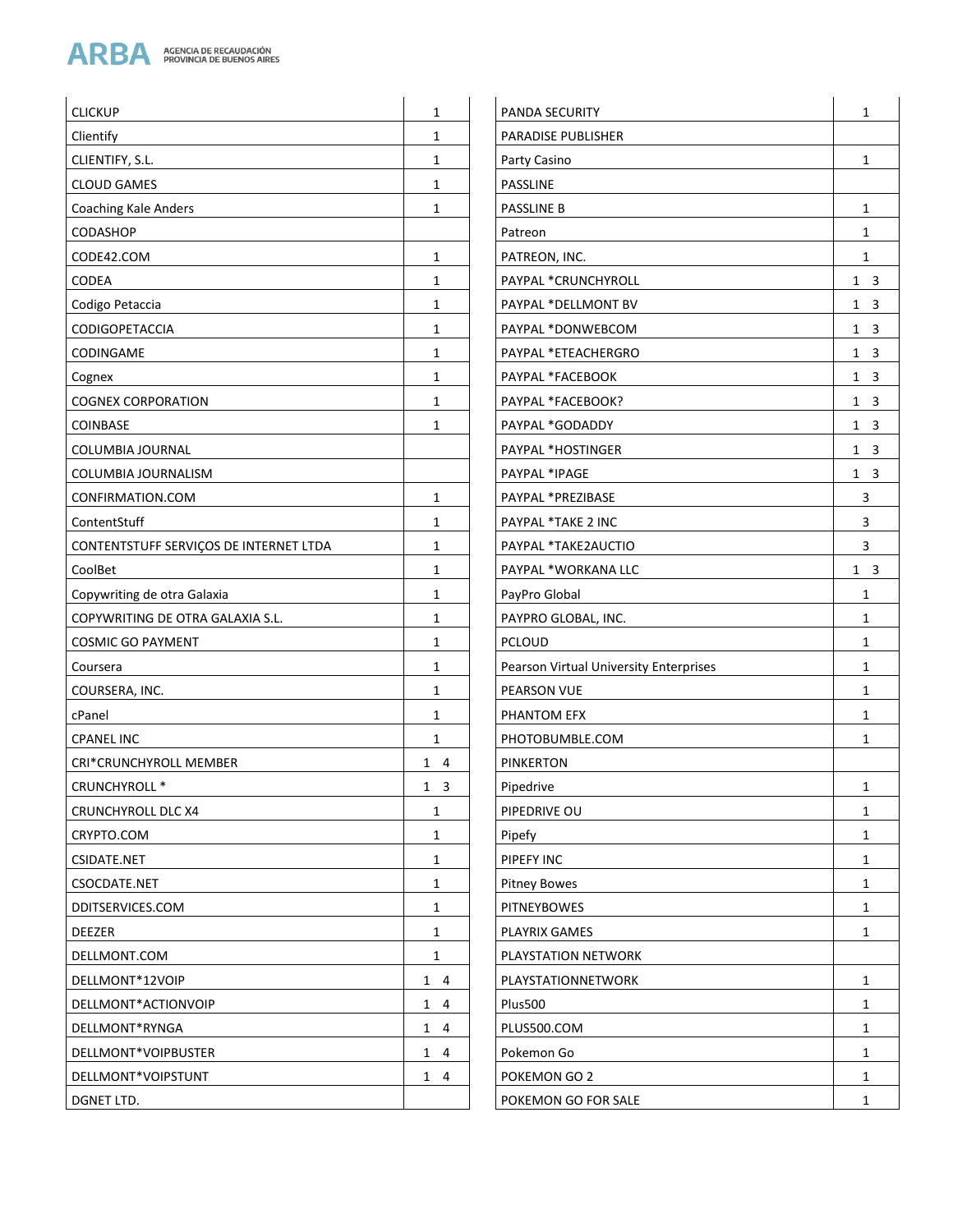| | |
|---|---|
| CLICKUP | 1 |
| Clientify | 1 |
| CLIENTIFY, S.L. | 1 |
| CLOUD GAMES | 1 |
| Coaching Kale Anders | 1 |
| CODASHOP | |
| CODE42.COM | 1 |
| CODEA | 1 |
| Codigo Petaccia | 1 |
| CODIGOPETACCIA | 1 |
| CODINGAME | 1 |
| Cognex | 1 |
| COGNEX CORPORATION | 1 |
| COINBASE | 1 |
| COLUMBIA JOURNAL | |
| COLUMBIA JOURNALISM | |
| CONFIRMATION.COM | 1 |
| ContentStuff | 1 |
| CONTENTSTUFF SERVIÇOS DE INTERNET LTDA | 1 |
| CoolBet | 1 |
| Copywriting de otra Galaxia | 1 |
| COPYWRITING DE OTRA GALAXIA S.L. | 1 |
| COSMIC GO PAYMENT | 1 |
| Coursera | 1 |
| COURSERA, INC. | 1 |
| cPanel | 1 |
| CPANEL INC | 1 |
| CRI*CRUNCHYROLL MEMBER | 1 4 |
| CRUNCHYROLL * | 1 3 |
| CRUNCHYROLL DLC X4 | 1 |
| CRYPTO.COM | 1 |
| CSIDATE.NET | 1 |
| CSOCDATE.NET | 1 |
| DDITSERVICES.COM | 1 |
| DEEZER | 1 |
| DELLMONT.COM | 1 |
| DELLMONT*12VOIP | 1 4 |
| DELLMONT*ACTIONVOIP | 1 4 |
| DELLMONT*RYNGA | 1 4 |
| DELLMONT*VOIPBUSTER | 1 4 |
| DELLMONT*VOIPSTUNT | 1 4 |
| DGNET LTD. | |
| PANDA SECURITY | 1 |
| PARADISE PUBLISHER | |
| Party Casino | 1 |
| PASSLINE | |
| PASSLINE B | 1 |
| Patreon | 1 |
| PATREON, INC. | 1 |
| PAYPAL *CRUNCHYROLL | 1 3 |
| PAYPAL *DELLMONT BV | 1 3 |
| PAYPAL *DONWEBCOM | 1 3 |
| PAYPAL *ETEACHERGRO | 1 3 |
| PAYPAL *FACEBOOK | 1 3 |
| PAYPAL *FACEBOOK? | 1 3 |
| PAYPAL *GODADDY | 1 3 |
| PAYPAL *HOSTINGER | 1 3 |
| PAYPAL *IPAGE | 1 3 |
| PAYPAL *PREZIBASE | 3 |
| PAYPAL *TAKE 2 INC | 3 |
| PAYPAL *TAKE2AUCTIO | 3 |
| PAYPAL *WORKANA LLC | 1 3 |
| PayPro Global | 1 |
| PAYPRO GLOBAL, INC. | 1 |
| PCLOUD | 1 |
| Pearson Virtual University Enterprises | 1 |
| PEARSON VUE | 1 |
| PHANTOM EFX | 1 |
| PHOTOBUMBLE.COM | 1 |
| PINKERTON | |
| Pipedrive | 1 |
| PIPEDRIVE OU | 1 |
| Pipefy | 1 |
| PIPEFY INC | 1 |
| Pitney Bowes | 1 |
| PITNEYBOWES | 1 |
| PLAYRIX GAMES | 1 |
| PLAYSTATION NETWORK | |
| PLAYSTATIONNETWORK | 1 |
| Plus500 | 1 |
| PLUS500.COM | 1 |
| Pokemon Go | 1 |
| POKEMON GO 2 | 1 |
| POKEMON GO FOR SALE | 1 |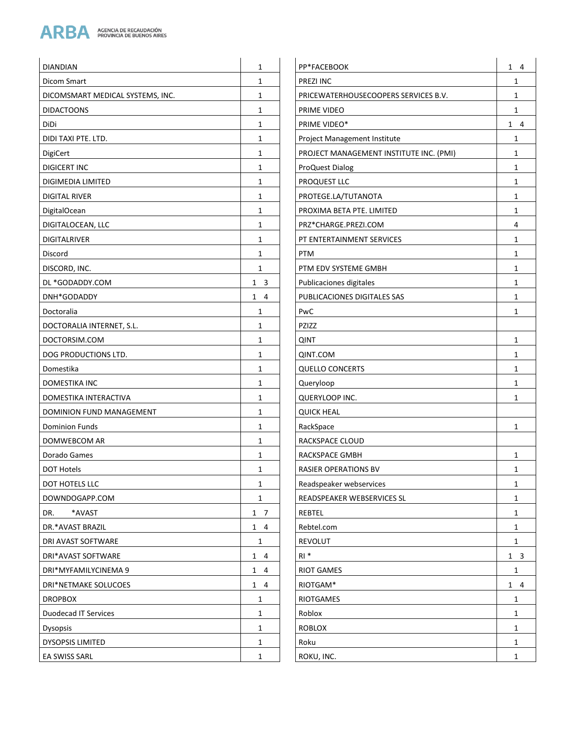| | |
|---|---|
| DIANDIAN | 1 |
| Dicom Smart | 1 |
| DICOMSMART MEDICAL SYSTEMS, INC. | 1 |
| DIDACTOONS | 1 |
| DiDi | 1 |
| DIDI TAXI PTE. LTD. | 1 |
| DigiCert | 1 |
| DIGICERT INC | 1 |
| DIGIMEDIA LIMITED | 1 |
| DIGITAL RIVER | 1 |
| DigitalOcean | 1 |
| DIGITALOCEAN, LLC | 1 |
| DIGITALRIVER | 1 |
| Discord | 1 |
| DISCORD, INC. | 1 |
| DL *GODADDY.COM | 1 3 |
| DNH*GODADDY | 1 4 |
| Doctoralia | 1 |
| DOCTORALIA INTERNET, S.L. | 1 |
| DOCTORSIM.COM | 1 |
| DOG PRODUCTIONS LTD. | 1 |
| Domestika | 1 |
| DOMESTIKA INC | 1 |
| DOMESTIKA INTERACTIVA | 1 |
| DOMINION FUND MANAGEMENT | 1 |
| Dominion Funds | 1 |
| DOMWEBCOM AR | 1 |
| Dorado Games | 1 |
| DOT Hotels | 1 |
| DOT HOTELS LLC | 1 |
| DOWNDOGAPP.COM | 1 |
| DR. *AVAST | 1 7 |
| DR.*AVAST BRAZIL | 1 4 |
| DRI AVAST SOFTWARE | 1 |
| DRI*AVAST SOFTWARE | 1 4 |
| DRI*MYFAMILYCINEMA 9 | 1 4 |
| DRI*NETMAKE SOLUCOES | 1 4 |
| DROPBOX | 1 |
| Duodecad IT Services | 1 |
| Dysopsis | 1 |
| DYSOPSIS LIMITED | 1 |
| EA SWISS SARL | 1 |
| PP*FACEBOOK | 1 4 |
| PREZI INC | 1 |
| PRICEWATERHOUSECOOPERS SERVICES B.V. | 1 |
| PRIME VIDEO | 1 |
| PRIME VIDEO* | 1 4 |
| Project Management Institute | 1 |
| PROJECT MANAGEMENT INSTITUTE INC. (PMI) | 1 |
| ProQuest Dialog | 1 |
| PROQUEST LLC | 1 |
| PROTEGE.LA/TUTANOTA | 1 |
| PROXIMA BETA PTE. LIMITED | 1 |
| PRZ*CHARGE.PREZI.COM | 4 |
| PT ENTERTAINMENT SERVICES | 1 |
| PTM | 1 |
| PTM EDV SYSTEME GMBH | 1 |
| Publicaciones digitales | 1 |
| PUBLICACIONES DIGITALES SAS | 1 |
| PwC | 1 |
| PZIZZ | |
| QINT | 1 |
| QINT.COM | 1 |
| QUELLO CONCERTS | 1 |
| Queryloop | 1 |
| QUERYLOOP INC. | 1 |
| QUICK HEAL | |
| RackSpace | 1 |
| RACKSPACE CLOUD | |
| RACKSPACE GMBH | 1 |
| RASIER OPERATIONS BV | 1 |
| Readspeaker webservices | 1 |
| READSPEAKER WEBSERVICES SL | 1 |
| REBTEL | 1 |
| Rebtel.com | 1 |
| REVOLUT | 1 |
| RI * | 1 3 |
| RIOT GAMES | 1 |
| RIOTGAM* | 1 4 |
| RIOTGAMES | 1 |
| Roblox | 1 |
| ROBLOX | 1 |
| Roku | 1 |
| ROKU, INC. | 1 |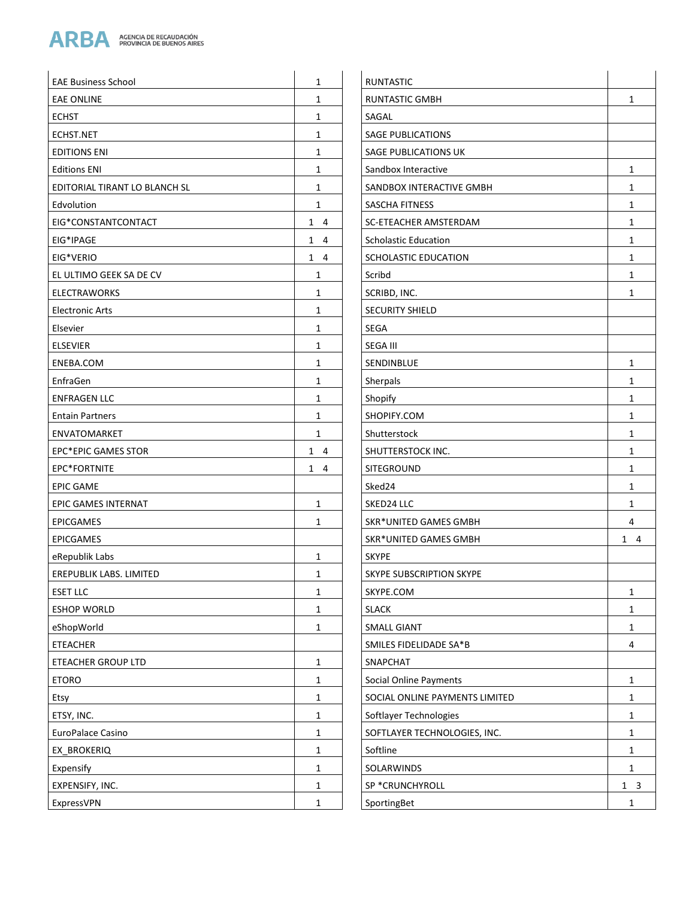| | |
|---|---|
| EAE Business School | 1 |
| EAE ONLINE | 1 |
| ECHST | 1 |
| ECHST.NET | 1 |
| EDITIONS ENI | 1 |
| Editions ENI | 1 |
| EDITORIAL TIRANT LO BLANCH SL | 1 |
| Edvolution | 1 |
| EIG*CONSTANTCONTACT | 1 4 |
| EIG*IPAGE | 1 4 |
| EIG*VERIO | 1 4 |
| EL ULTIMO GEEK SA DE CV | 1 |
| ELECTRAWORKS | 1 |
| Electronic Arts | 1 |
| Elsevier | 1 |
| ELSEVIER | 1 |
| ENEBA.COM | 1 |
| EnfraGen | 1 |
| ENFRAGEN LLC | 1 |
| Entain Partners | 1 |
| ENVATOMARKET | 1 |
| EPC*EPIC GAMES STOR | 1 4 |
| EPC*FORTNITE | 1 4 |
| EPIC GAME | |
| EPIC GAMES INTERNAT | 1 |
| EPICGAMES | 1 |
| EPICGAMES | |
| eRepublik Labs | 1 |
| EREPUBLIK LABS. LIMITED | 1 |
| ESET LLC | 1 |
| ESHOP WORLD | 1 |
| eShopWorld | 1 |
| ETEACHER | |
| ETEACHER GROUP LTD | 1 |
| ETORO | 1 |
| Etsy | 1 |
| ETSY, INC. | 1 |
| EuroPalace Casino | 1 |
| EX_BROKERIQ | 1 |
| Expensify | 1 |
| EXPENSIFY, INC. | 1 |
| ExpressVPN | 1 |
| RUNTASTIC | |
| RUNTASTIC GMBH | 1 |
| SAGAL | |
| SAGE PUBLICATIONS | |
| SAGE PUBLICATIONS UK | |
| Sandbox Interactive | 1 |
| SANDBOX INTERACTIVE GMBH | 1 |
| SASCHA FITNESS | 1 |
| SC-ETEACHER AMSTERDAM | 1 |
| Scholastic Education | 1 |
| SCHOLASTIC EDUCATION | 1 |
| Scribd | 1 |
| SCRIBD, INC. | 1 |
| SECURITY SHIELD | |
| SEGA | |
| SEGA III | |
| SENDINBLUE | 1 |
| Sherpals | 1 |
| Shopify | 1 |
| SHOPIFY.COM | 1 |
| Shutterstock | 1 |
| SHUTTERSTOCK INC. | 1 |
| SITEGROUND | 1 |
| Sked24 | 1 |
| SKED24 LLC | 1 |
| SKR*UNITED GAMES GMBH | 4 |
| SKR*UNITED GAMES GMBH | 1 4 |
| SKYPE | |
| SKYPE SUBSCRIPTION SKYPE | |
| SKYPE.COM | 1 |
| SLACK | 1 |
| SMALL GIANT | 1 |
| SMILES FIDELIDADE SA*B | 4 |
| SNAPCHAT | |
| Social Online Payments | 1 |
| SOCIAL ONLINE PAYMENTS LIMITED | 1 |
| Softlayer Technologies | 1 |
| SOFTLAYER TECHNOLOGIES, INC. | 1 |
| Softline | 1 |
| SOLARWINDS | 1 |
| SP *CRUNCHYROLL | 1 3 |
| SportingBet | 1 |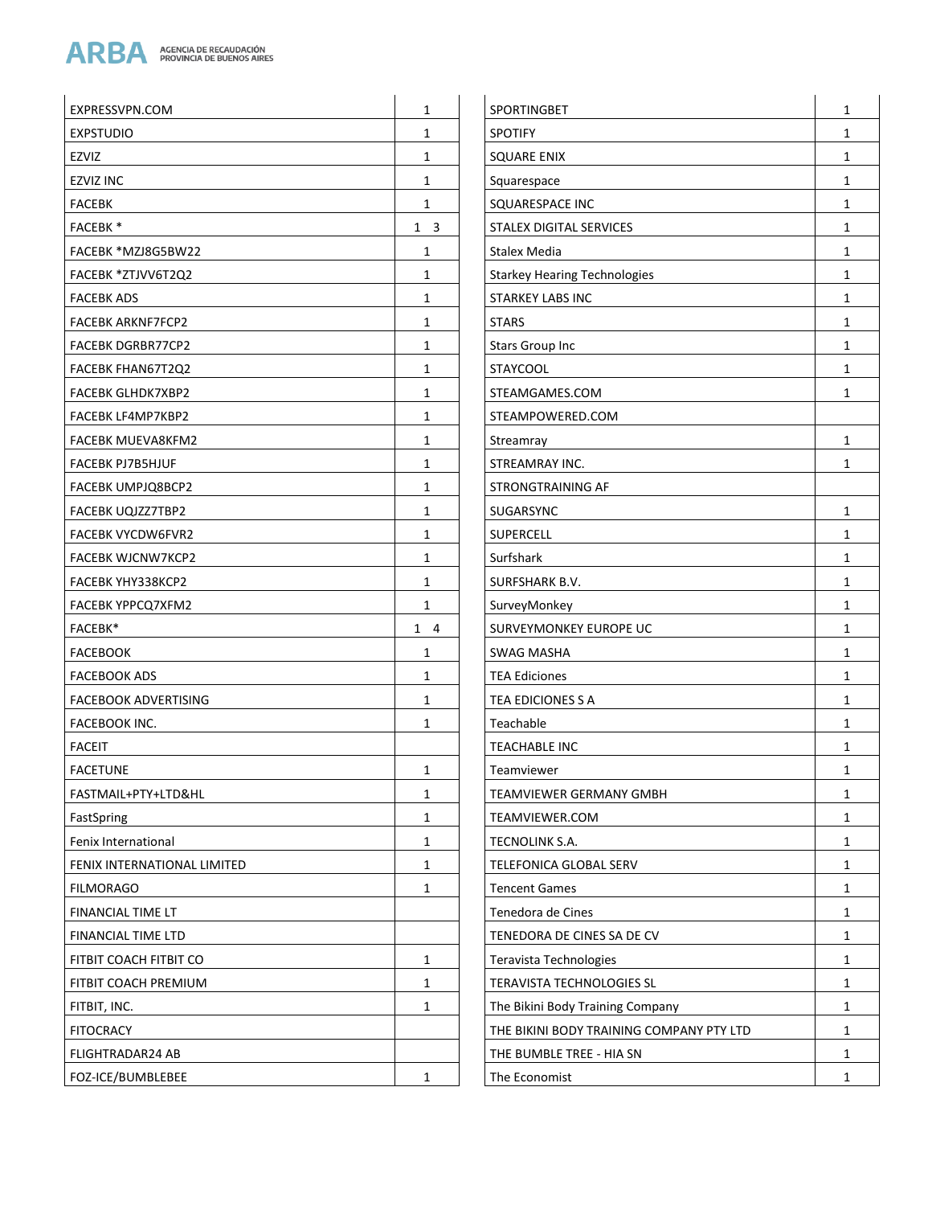| | |
|---|---|
| EXPRESSVPN.COM | 1 |
| EXPSTUDIO | 1 |
| EZVIZ | 1 |
| EZVIZ INC | 1 |
| FACEBK | 1 |
| FACEBK * | 1 3 |
| FACEBK *MZJ8G5BW22 | 1 |
| FACEBK *ZTJVV6T2Q2 | 1 |
| FACEBK ADS | 1 |
| FACEBK ARKNF7FCP2 | 1 |
| FACEBK DGRBR77CP2 | 1 |
| FACEBK FHAN67T2Q2 | 1 |
| FACEBK GLHDK7XBP2 | 1 |
| FACEBK LF4MP7KBP2 | 1 |
| FACEBK MUEVA8KFM2 | 1 |
| FACEBK PJ7B5HJUF | 1 |
| FACEBK UMPJQ8BCP2 | 1 |
| FACEBK UQJZZ7TBP2 | 1 |
| FACEBK VYCDW6FVR2 | 1 |
| FACEBK WJCNW7KCP2 | 1 |
| FACEBK YHY338KCP2 | 1 |
| FACEBK YPPCQ7XFM2 | 1 |
| FACEBK* | 1 4 |
| FACEBOOK | 1 |
| FACEBOOK ADS | 1 |
| FACEBOOK ADVERTISING | 1 |
| FACEBOOK INC. | 1 |
| FACEIT | |
| FACETUNE | 1 |
| FASTMAIL+PTY+LTD&HL | 1 |
| FastSpring | 1 |
| Fenix International | 1 |
| FENIX INTERNATIONAL LIMITED | 1 |
| FILMORAGO | 1 |
| FINANCIAL TIME LT | |
| FINANCIAL TIME LTD | |
| FITBIT COACH FITBIT CO | 1 |
| FITBIT COACH PREMIUM | 1 |
| FITBIT, INC. | 1 |
| FITOCRACY | |
| FLIGHTRADAR24 AB | |
| FOZ-ICE/BUMBLEBEE | 1 |
| SPORTINGBET | 1 |
| SPOTIFY | 1 |
| SQUARE ENIX | 1 |
| Squarespace | 1 |
| SQUARESPACE INC | 1 |
| STALEX DIGITAL SERVICES | 1 |
| Stalex Media | 1 |
| Starkey Hearing Technologies | 1 |
| STARKEY LABS INC | 1 |
| STARS | 1 |
| Stars Group Inc | 1 |
| STAYCOOL | 1 |
| STEAMGAMES.COM | 1 |
| STEAMPOWERED.COM | |
| Streamray | 1 |
| STREAMRAY INC. | 1 |
| STRONGTRAINING AF | |
| SUGARSYNC | 1 |
| SUPERCELL | 1 |
| Surfshark | 1 |
| SURFSHARK B.V. | 1 |
| SurveyMonkey | 1 |
| SURVEYMONKEY EUROPE UC | 1 |
| SWAG MASHA | 1 |
| TEA Ediciones | 1 |
| TEA EDICIONES S A | 1 |
| Teachable | 1 |
| TEACHABLE INC | 1 |
| Teamviewer | 1 |
| TEAMVIEWER GERMANY GMBH | 1 |
| TEAMVIEWER.COM | 1 |
| TECNOLINK S.A. | 1 |
| TELEFONICA GLOBAL SERV | 1 |
| Tencent Games | 1 |
| Tenedora de Cines | 1 |
| TENEDORA DE CINES SA DE CV | 1 |
| Teravista Technologies | 1 |
| TERAVISTA TECHNOLOGIES SL | 1 |
| The Bikini Body Training Company | 1 |
| THE BIKINI BODY TRAINING COMPANY PTY LTD | 1 |
| THE BUMBLE TREE - HIA SN | 1 |
| The Economist | 1 |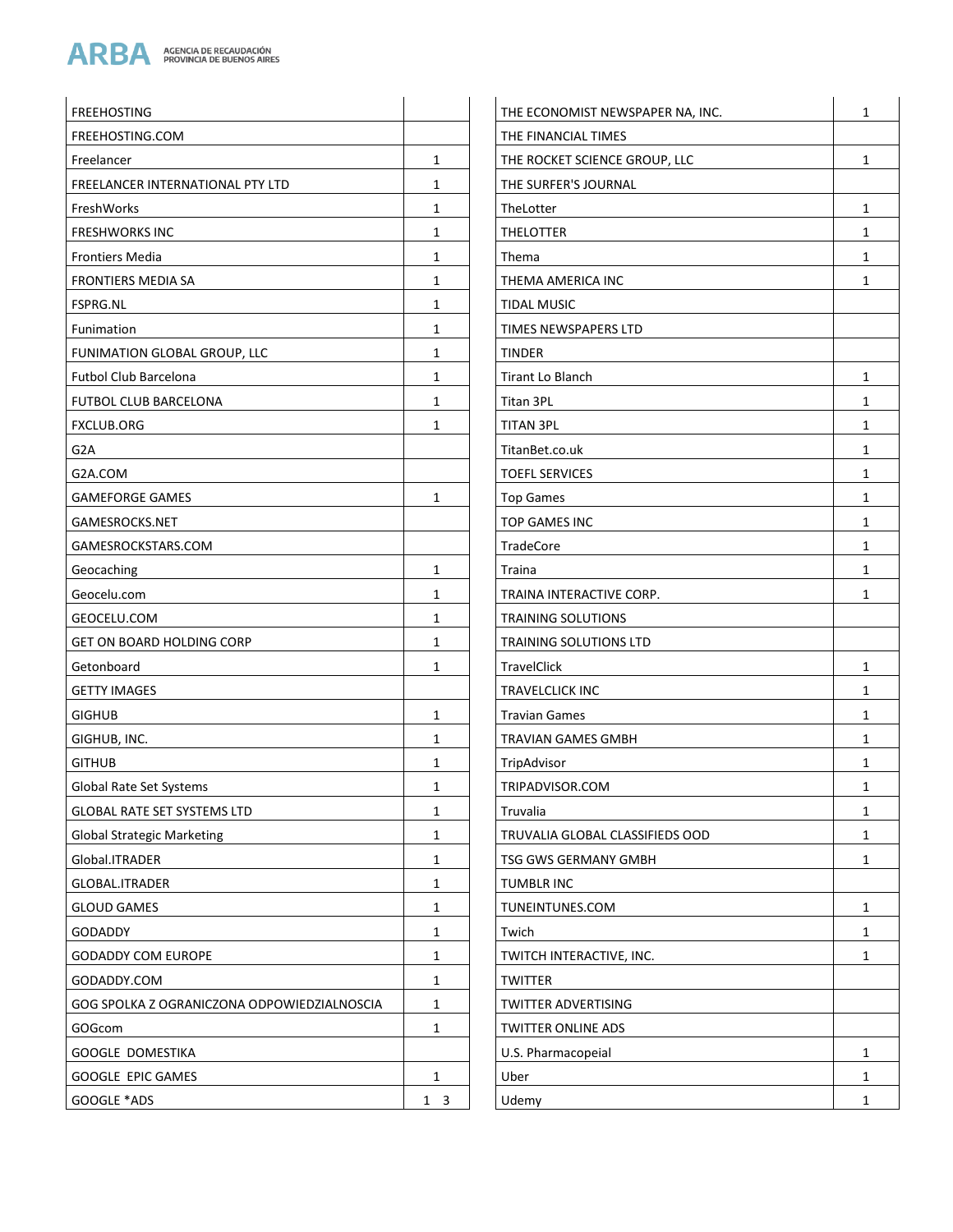| | |
|---|---|
| FREEHOSTING | |
| FREEHOSTING.COM | |
| Freelancer | 1 |
| FREELANCER INTERNATIONAL PTY LTD | 1 |
| FreshWorks | 1 |
| FRESHWORKS INC | 1 |
| Frontiers Media | 1 |
| FRONTIERS MEDIA SA | 1 |
| FSPRG.NL | 1 |
| Funimation | 1 |
| FUNIMATION GLOBAL GROUP, LLC | 1 |
| Futbol Club Barcelona | 1 |
| FUTBOL CLUB BARCELONA | 1 |
| FXCLUB.ORG | 1 |
| G2A | |
| G2A.COM | |
| GAMEFORGE GAMES | 1 |
| GAMESROCKS.NET | |
| GAMESROCKSTARS.COM | |
| Geocaching | 1 |
| Geocelu.com | 1 |
| GEOCELU.COM | 1 |
| GET ON BOARD HOLDING CORP | 1 |
| Getonboard | 1 |
| GETTY IMAGES | |
| GIGHUB | 1 |
| GIGHUB, INC. | 1 |
| GITHUB | 1 |
| Global Rate Set Systems | 1 |
| GLOBAL RATE SET SYSTEMS LTD | 1 |
| Global Strategic Marketing | 1 |
| Global.ITRADER | 1 |
| GLOBAL.ITRADER | 1 |
| GLOUD GAMES | 1 |
| GODADDY | 1 |
| GODADDY COM EUROPE | 1 |
| GODADDY.COM | 1 |
| GOG SPOLKA Z OGRANICZONA ODPOWIEDZIALNOSCIA | 1 |
| GOGcom | 1 |
| GOOGLE DOMESTIKA | |
| GOOGLE EPIC GAMES | 1 |
| GOOGLE *ADS | 1 3 |
| THE ECONOMIST NEWSPAPER NA, INC. | 1 |
| THE FINANCIAL TIMES | |
| THE ROCKET SCIENCE GROUP, LLC | 1 |
| THE SURFER'S JOURNAL | |
| TheLotter | 1 |
| THELOTTER | 1 |
| Thema | 1 |
| THEMA AMERICA INC | 1 |
| TIDAL MUSIC | |
| TIMES NEWSPAPERS LTD | |
| TINDER | |
| Tirant Lo Blanch | 1 |
| Titan 3PL | 1 |
| TITAN 3PL | 1 |
| TitanBet.co.uk | 1 |
| TOEFL SERVICES | 1 |
| Top Games | 1 |
| TOP GAMES INC | 1 |
| TradeCore | 1 |
| Traina | 1 |
| TRAINA INTERACTIVE CORP. | 1 |
| TRAINING SOLUTIONS | |
| TRAINING SOLUTIONS LTD | |
| TravelClick | 1 |
| TRAVELCLICK INC | 1 |
| Travian Games | 1 |
| TRAVIAN GAMES GMBH | 1 |
| TripAdvisor | 1 |
| TRIPADVISOR.COM | 1 |
| Truvalia | 1 |
| TRUVALIA GLOBAL CLASSIFIEDS OOD | 1 |
| TSG GWS GERMANY GMBH | 1 |
| TUMBLR INC | |
| TUNEINTUNES.COM | 1 |
| Twich | 1 |
| TWITCH INTERACTIVE, INC. | 1 |
| TWITTER | |
| TWITTER ADVERTISING | |
| TWITTER ONLINE ADS | |
| U.S. Pharmacopeial | 1 |
| Uber | 1 |
| Udemy | 1 |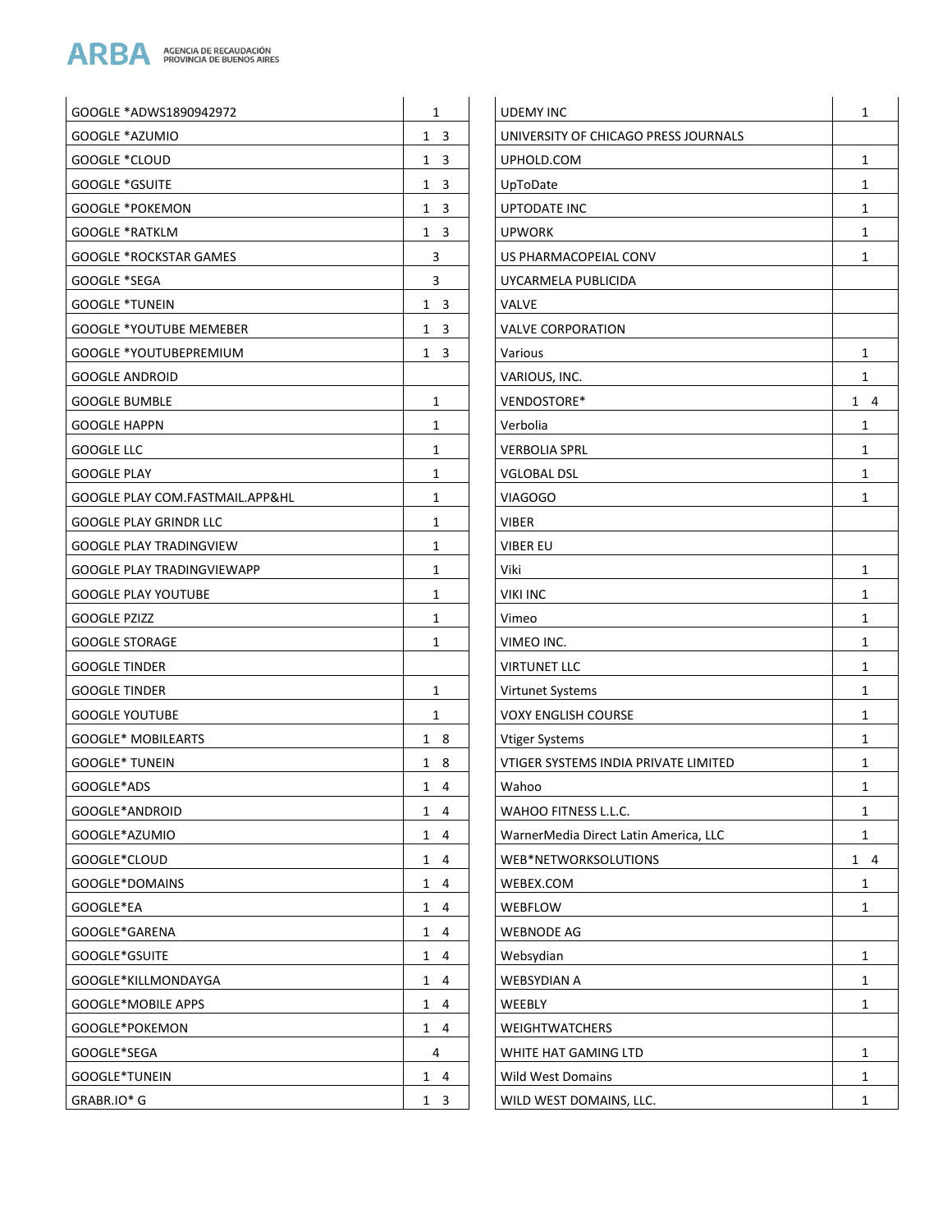| | |
|---|---|
| GOOGLE *ADWS1890942972 | 1 |
| GOOGLE *AZUMIO | 1 3 |
| GOOGLE *CLOUD | 1 3 |
| GOOGLE *GSUITE | 1 3 |
| GOOGLE *POKEMON | 1 3 |
| GOOGLE *RATKLM | 1 3 |
| GOOGLE *ROCKSTAR GAMES | 3 |
| GOOGLE *SEGA | 3 |
| GOOGLE *TUNEIN | 1 3 |
| GOOGLE *YOUTUBE MEMEBER | 1 3 |
| GOOGLE *YOUTUBEPREMIUM | 1 3 |
| GOOGLE ANDROID | |
| GOOGLE BUMBLE | 1 |
| GOOGLE HAPPN | 1 |
| GOOGLE LLC | 1 |
| GOOGLE PLAY | 1 |
| GOOGLE PLAY COM.FASTMAIL.APP&HL | 1 |
| GOOGLE PLAY GRINDR LLC | 1 |
| GOOGLE PLAY TRADINGVIEW | 1 |
| GOOGLE PLAY TRADINGVIEWAPP | 1 |
| GOOGLE PLAY YOUTUBE | 1 |
| GOOGLE PZIZZ | 1 |
| GOOGLE STORAGE | 1 |
| GOOGLE TINDER | |
| GOOGLE TINDER | 1 |
| GOOGLE YOUTUBE | 1 |
| GOOGLE* MOBILEARTS | 1 8 |
| GOOGLE* TUNEIN | 1 8 |
| GOOGLE*ADS | 1 4 |
| GOOGLE*ANDROID | 1 4 |
| GOOGLE*AZUMIO | 1 4 |
| GOOGLE*CLOUD | 1 4 |
| GOOGLE*DOMAINS | 1 4 |
| GOOGLE*EA | 1 4 |
| GOOGLE*GARENA | 1 4 |
| GOOGLE*GSUITE | 1 4 |
| GOOGLE*KILLMONDAYGA | 1 4 |
| GOOGLE*MOBILE APPS | 1 4 |
| GOOGLE*POKEMON | 1 4 |
| GOOGLE*SEGA | 4 |
| GOOGLE*TUNEIN | 1 4 |
| GRABR.IO* G | 1 3 |
| UDEMY INC | 1 |
| UNIVERSITY OF CHICAGO PRESS JOURNALS | |
| UPHOLD.COM | 1 |
| UpToDate | 1 |
| UPTODATE INC | 1 |
| UPWORK | 1 |
| US PHARMACOPEIAL CONV | 1 |
| UYCARMELA PUBLICIDA | |
| VALVE | |
| VALVE CORPORATION | |
| Various | 1 |
| VARIOUS, INC. | 1 |
| VENDOSTORE* | 1 4 |
| Verbolia | 1 |
| VERBOLIA SPRL | 1 |
| VGLOBAL DSL | 1 |
| VIAGOGO | 1 |
| VIBER | |
| VIBER EU | |
| Viki | 1 |
| VIKI INC | 1 |
| Vimeo | 1 |
| VIMEO INC. | 1 |
| VIRTUNET LLC | 1 |
| Virtunet Systems | 1 |
| VOXY ENGLISH COURSE | 1 |
| Vtiger Systems | 1 |
| VTIGER SYSTEMS INDIA PRIVATE LIMITED | 1 |
| Wahoo | 1 |
| WAHOO FITNESS L.L.C. | 1 |
| WarnerMedia Direct Latin America, LLC | 1 |
| WEB*NETWORKSOLUTIONS | 1 4 |
| WEBEX.COM | 1 |
| WEBFLOW | 1 |
| WEBNODE AG | |
| Websydian | 1 |
| WEBSYDIAN A | 1 |
| WEEBLY | 1 |
| WEIGHTWATCHERS | |
| WHITE HAT GAMING LTD | 1 |
| Wild West Domains | 1 |
| WILD WEST DOMAINS, LLC. | 1 |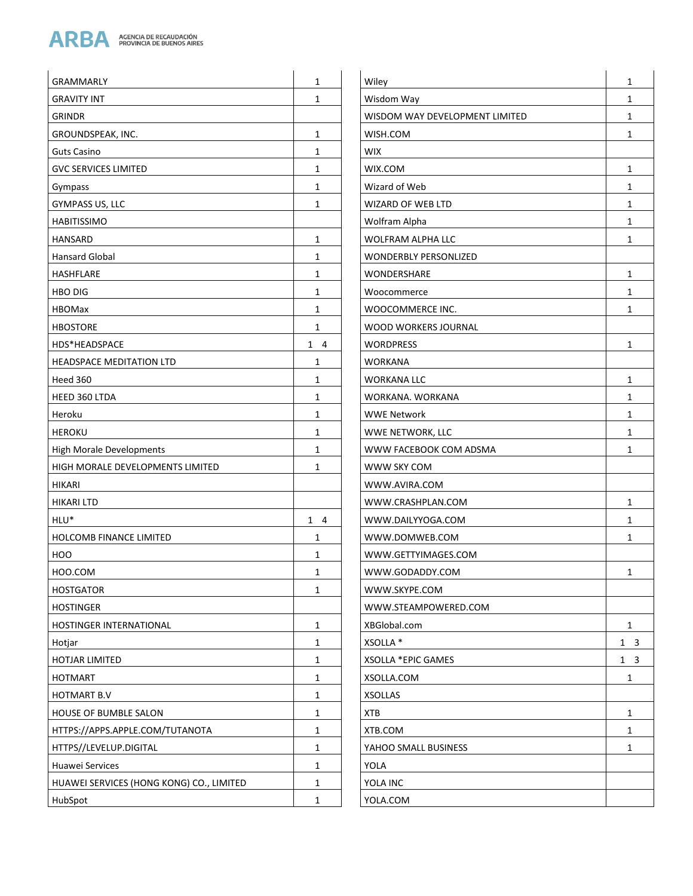| | |
|---|---|
| GRAMMARLY | 1 |
| GRAVITY INT | 1 |
| GRINDR | |
| GROUNDSPEAK, INC. | 1 |
| Guts Casino | 1 |
| GVC SERVICES LIMITED | 1 |
| Gympass | 1 |
| GYMPASS US, LLC | 1 |
| HABITISSIMO | |
| HANSARD | 1 |
| Hansard Global | 1 |
| HASHFLARE | 1 |
| HBO DIG | 1 |
| HBOMax | 1 |
| HBOSTORE | 1 |
| HDS*HEADSPACE | 1 4 |
| HEADSPACE MEDITATION LTD | 1 |
| Heed 360 | 1 |
| HEED 360 LTDA | 1 |
| Heroku | 1 |
| HEROKU | 1 |
| High Morale Developments | 1 |
| HIGH MORALE DEVELOPMENTS LIMITED | 1 |
| HIKARI | |
| HIKARI LTD | |
| HLU* | 1 4 |
| HOLCOMB FINANCE LIMITED | 1 |
| HOO | 1 |
| HOO.COM | 1 |
| HOSTGATOR | 1 |
| HOSTINGER | |
| HOSTINGER INTERNATIONAL | 1 |
| Hotjar | 1 |
| HOTJAR LIMITED | 1 |
| HOTMART | 1 |
| HOTMART B.V | 1 |
| HOUSE OF BUMBLE SALON | 1 |
| HTTPS://APPS.APPLE.COM/TUTANOTA | 1 |
| HTTPS//LEVELUP.DIGITAL | 1 |
| Huawei Services | 1 |
| HUAWEI SERVICES (HONG KONG) CO., LIMITED | 1 |
| HubSpot | 1 |

| | |
|---|---|
| Wiley | 1 |
| Wisdom Way | 1 |
| WISDOM WAY DEVELOPMENT LIMITED | 1 |
| WISH.COM | 1 |
| WIX | |
| WIX.COM | 1 |
| Wizard of Web | 1 |
| WIZARD OF WEB LTD | 1 |
| Wolfram Alpha | 1 |
| WOLFRAM ALPHA LLC | 1 |
| WONDERBLY PERSONLIZED | |
| WONDERSHARE | 1 |
| Woocommerce | 1 |
| WOOCOMMERCE INC. | 1 |
| WOOD WORKERS JOURNAL | |
| WORDPRESS | 1 |
| WORKANA | |
| WORKANA LLC | 1 |
| WORKANA. WORKANA | 1 |
| WWE Network | 1 |
| WWE NETWORK, LLC | 1 |
| WWW FACEBOOK COM ADSMA | 1 |
| WWW SKY COM | |
| WWW.AVIRA.COM | |
| WWW.CRASHPLAN.COM | 1 |
| WWW.DAILYYOGA.COM | 1 |
| WWW.DOMWEB.COM | 1 |
| WWW.GETTYIMAGES.COM | |
| WWW.GODADDY.COM | 1 |
| WWW.SKYPE.COM | |
| WWW.STEAMPOWERED.COM | |
| XBGlobal.com | 1 |
| XSOLLA * | 1 3 |
| XSOLLA *EPIC GAMES | 1 3 |
| XSOLLA.COM | 1 |
| XSOLLAS | |
| XTB | 1 |
| XTB.COM | 1 |
| YAHOO SMALL BUSINESS | 1 |
| YOLA | |
| YOLA INC | |
| YOLA.COM | |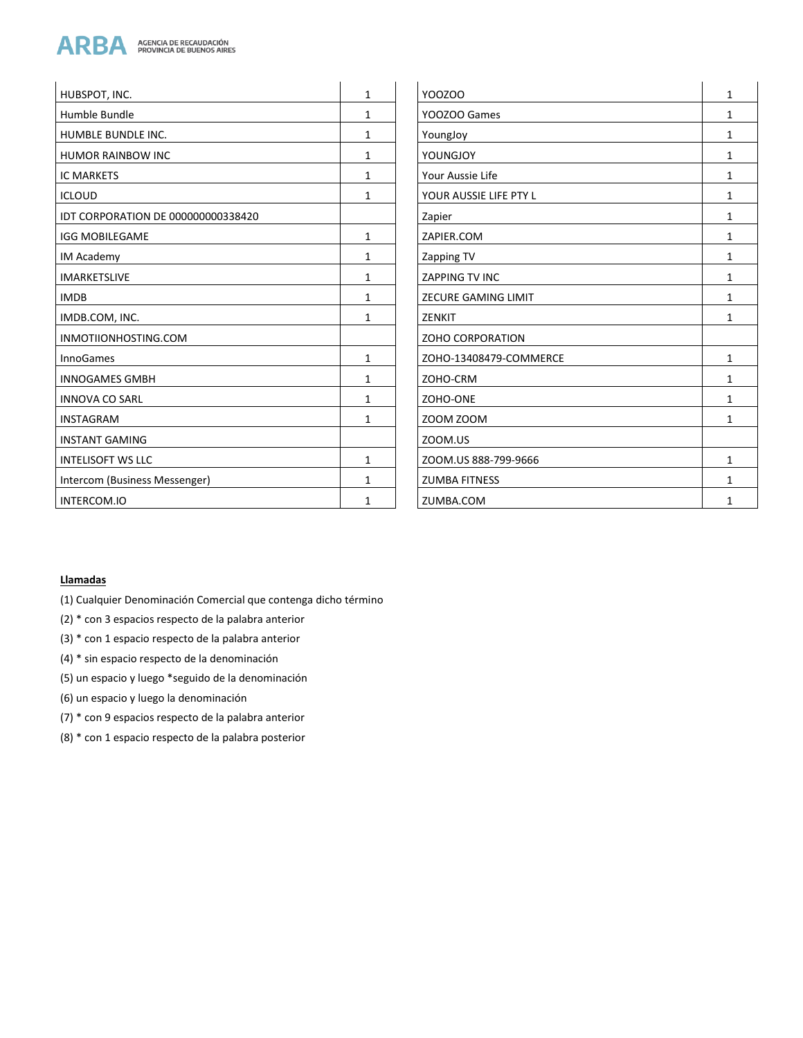| | |
|---|---|
| HUBSPOT, INC. | 1 |
| Humble Bundle | 1 |
| HUMBLE BUNDLE INC. | 1 |
| HUMOR RAINBOW INC | 1 |
| IC MARKETS | 1 |
| ICLOUD | 1 |
| IDT CORPORATION DE 000000000338420 | |
| IGG MOBILEGAME | 1 |
| IM Academy | 1 |
| IMARKETSLIVE | 1 |
| IMDB | 1 |
| IMDB.COM, INC. | 1 |
| INMOTIIONHOSTING.COM | |
| InnoGames | 1 |
| INNOGAMES GMBH | 1 |
| INNOVA CO SARL | 1 |
| INSTAGRAM | 1 |
| INSTANT GAMING | |
| INTELISOFT WS LLC | 1 |
| Intercom (Business Messenger) | 1 |
| INTERCOM.IO | 1 |
| YOOZOO | 1 |
| YOOZOO Games | 1 |
| YoungJoy | 1 |
| YOUNGJOY | 1 |
| Your Aussie Life | 1 |
| YOUR AUSSIE LIFE PTY L | 1 |
| Zapier | 1 |
| ZAPIER.COM | 1 |
| Zapping TV | 1 |
| ZAPPING TV INC | 1 |
| ZECURE GAMING LIMIT | 1 |
| ZENKIT | 1 |
| ZOHO CORPORATION | |
| ZOHO-13408479-COMMERCE | 1 |
| ZOHO-CRM | 1 |
| ZOHO-ONE | 1 |
| ZOOM ZOOM | 1 |
| ZOOM.US | |
| ZOOM.US 888-799-9666 | 1 |
| ZUMBA FITNESS | 1 |
| ZUMBA.COM | 1 |

**Llamadas**

(1) Cualquier Denominación Comercial que contenga dicho término

(2) * con 3 espacios respecto de la palabra anterior

(3) * con 1 espacio respecto de la palabra anterior

(4) * sin espacio respecto de la denominación

(5) un espacio y luego *seguido de la denominación

(6) un espacio y luego la denominación

(7) * con 9 espacios respecto de la palabra anterior

(8) * con 1 espacio respecto de la palabra posterior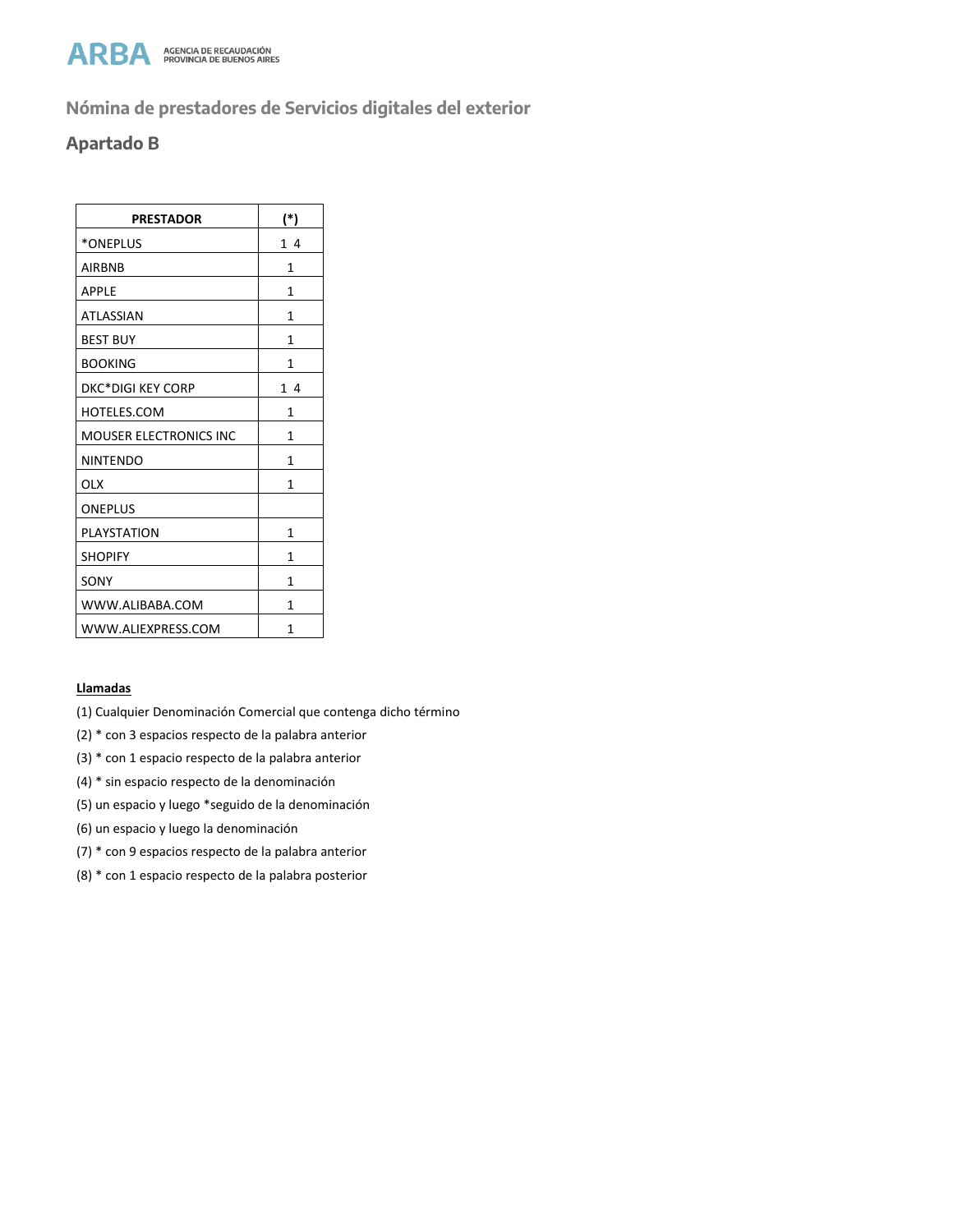# Nómina de prestadores de Servicios digitales del exterior

## Apartado B

| PRESTADOR | (*) |
|---|---|
| *ONEPLUS | 1 4 |
| AIRBNB | 1 |
| APPLE | 1 |
| ATLASSIAN | 1 |
| BEST BUY | 1 |
| BOOKING | 1 |
| DKC*DIGI KEY CORP | 1 4 |
| HOTELES.COM | 1 |
| MOUSER ELECTRONICS INC | 1 |
| NINTENDO | 1 |
| OLX | 1 |
| ONEPLUS | |
| PLAYSTATION | 1 |
| SHOPIFY | 1 |
| SONY | 1 |
| WWW.ALIBABA.COM | 1 |
| WWW.ALIEXPRESS.COM | 1 |

**Llamadas**

(1) Cualquier Denominación Comercial que contenga dicho término

(2) * con 3 espacios respecto de la palabra anterior

(3) * con 1 espacio respecto de la palabra anterior

(4) * sin espacio respecto de la denominación

(5) un espacio y luego *seguido de la denominación

(6) un espacio y luego la denominación

(7) * con 9 espacios respecto de la palabra anterior

(8) * con 1 espacio respecto de la palabra posterior